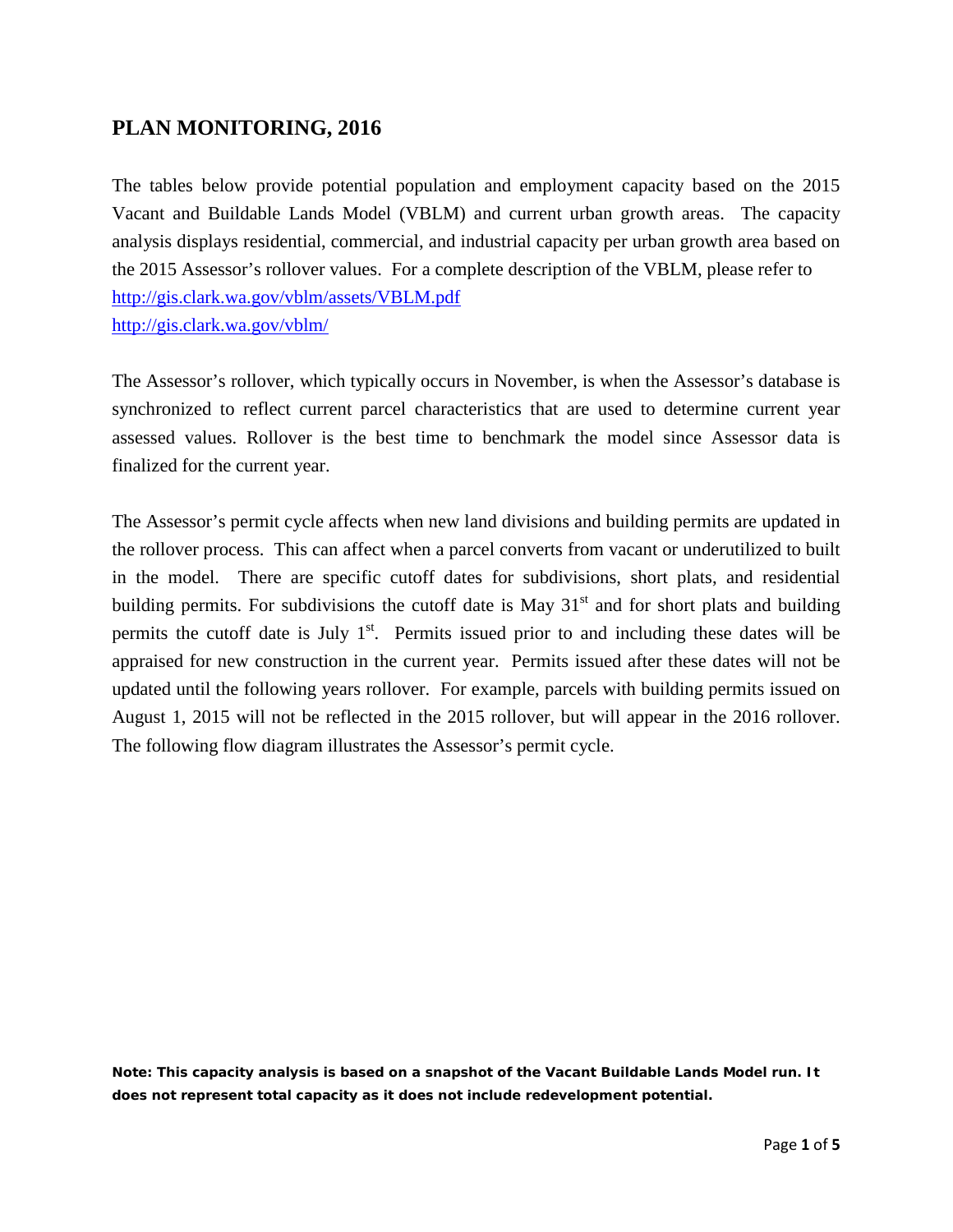## PLAN MONITORING, 2016

The tables below provide potential population and employment capacity based on the 2015 Vacant and Buildable Lands Model (VBLM) and current urban growth areas. The capacity analysis displays residential, commercial, and industrial capacity per urban growth area based on the 2015 Assessor's rollover values. For a complete description of the VBLM, please refer to
http://gis.clark.wa.gov/vblm/assets/VBLM.pdf
http://gis.clark.wa.gov/vblm/

The Assessor's rollover, which typically occurs in November, is when the Assessor's database is synchronized to reflect current parcel characteristics that are used to determine current year assessed values. Rollover is the best time to benchmark the model since Assessor data is finalized for the current year.

The Assessor's permit cycle affects when new land divisions and building permits are updated in the rollover process. This can affect when a parcel converts from vacant or underutilized to built in the model. There are specific cutoff dates for subdivisions, short plats, and residential building permits. For subdivisions the cutoff date is May 31st and for short plats and building permits the cutoff date is July 1st. Permits issued prior to and including these dates will be appraised for new construction in the current year. Permits issued after these dates will not be updated until the following years rollover. For example, parcels with building permits issued on August 1, 2015 will not be reflected in the 2015 rollover, but will appear in the 2016 rollover. The following flow diagram illustrates the Assessor's permit cycle.

**Note: This capacity analysis is based on a snapshot of the Vacant Buildable Lands Model run. It does not represent total capacity as it does not include redevelopment potential.**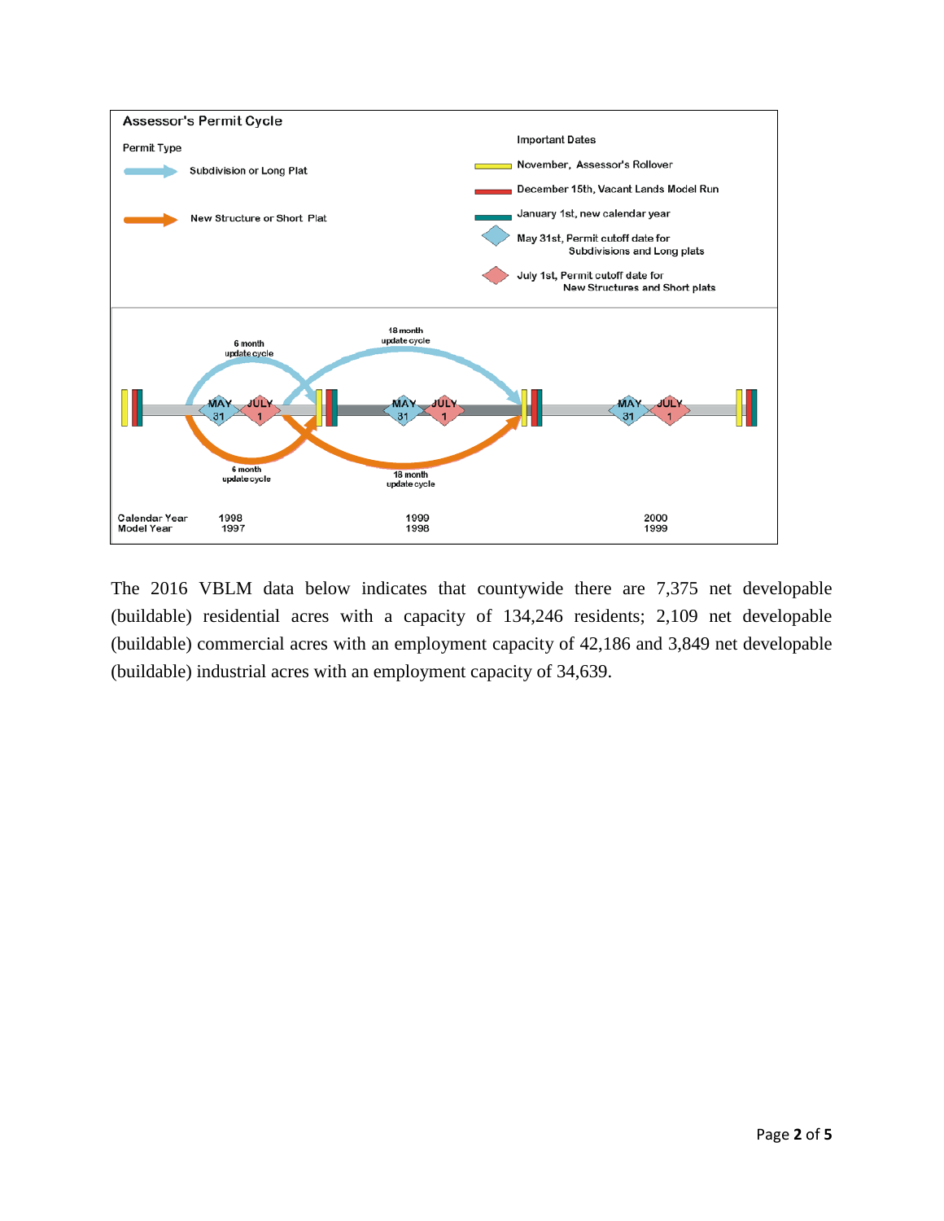**Assessor's Permit Cycle**

Permit Type

- Subdivision or Long Plat
- New Structure or Short Plat

Important Dates

- November, Assessor's Rollover
- December 15th, Vacant Lands Model Run
- January 1st, new calendar year
- May 31st, Permit cutoff date for Subdivisions and Long plats
- July 1st, Permit cutoff date for New Structures and Short plats

6 month update cycle

18 month update cycle

MAY 31 JULY 1

| Calendar Year | 1998 | 1999 | 2000 |
| --- | --- | --- | --- |
| Model Year | 1997 | 1998 | 1999 |

The 2016 VBLM data below indicates that countywide there are 7,375 net developable (buildable) residential acres with a capacity of 134,246 residents; 2,109 net developable (buildable) commercial acres with an employment capacity of 42,186 and 3,849 net developable (buildable) industrial acres with an employment capacity of 34,639.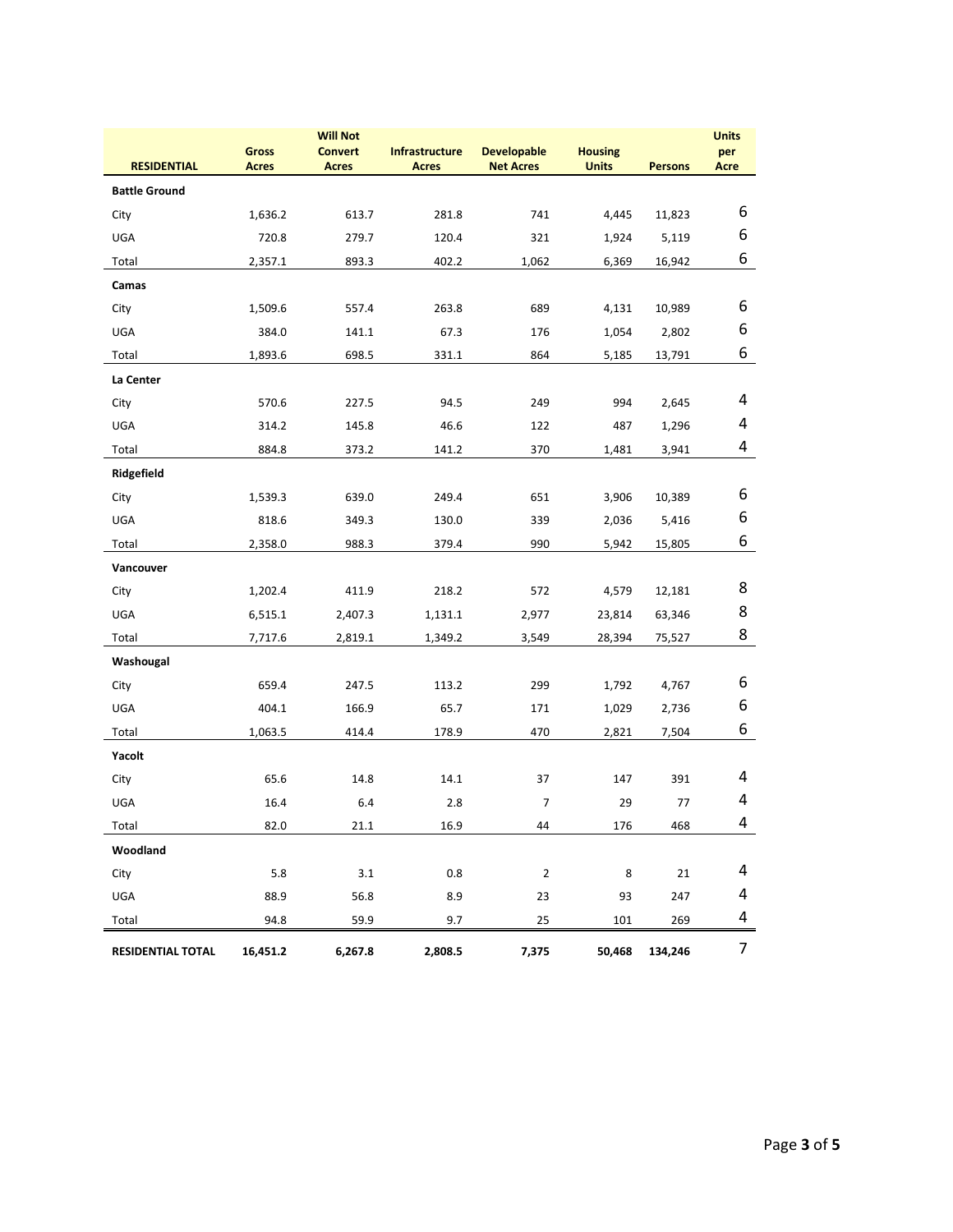| RESIDENTIAL | Gross Acres | Will Not Convert Acres | Infrastructure Acres | Developable Net Acres | Housing Units | Persons | Units per Acre |
|---|---|---|---|---|---|---|---|
| **Battle Ground** | | | | | | | |
| City | 1,636.2 | 613.7 | 281.8 | 741 | 4,445 | 11,823 | 6 |
| UGA | 720.8 | 279.7 | 120.4 | 321 | 1,924 | 5,119 | 6 |
| Total | 2,357.1 | 893.3 | 402.2 | 1,062 | 6,369 | 16,942 | 6 |
| **Camas** | | | | | | | |
| City | 1,509.6 | 557.4 | 263.8 | 689 | 4,131 | 10,989 | 6 |
| UGA | 384.0 | 141.1 | 67.3 | 176 | 1,054 | 2,802 | 6 |
| Total | 1,893.6 | 698.5 | 331.1 | 864 | 5,185 | 13,791 | 6 |
| **La Center** | | | | | | | |
| City | 570.6 | 227.5 | 94.5 | 249 | 994 | 2,645 | 4 |
| UGA | 314.2 | 145.8 | 46.6 | 122 | 487 | 1,296 | 4 |
| Total | 884.8 | 373.2 | 141.2 | 370 | 1,481 | 3,941 | 4 |
| **Ridgefield** | | | | | | | |
| City | 1,539.3 | 639.0 | 249.4 | 651 | 3,906 | 10,389 | 6 |
| UGA | 818.6 | 349.3 | 130.0 | 339 | 2,036 | 5,416 | 6 |
| Total | 2,358.0 | 988.3 | 379.4 | 990 | 5,942 | 15,805 | 6 |
| **Vancouver** | | | | | | | |
| City | 1,202.4 | 411.9 | 218.2 | 572 | 4,579 | 12,181 | 8 |
| UGA | 6,515.1 | 2,407.3 | 1,131.1 | 2,977 | 23,814 | 63,346 | 8 |
| Total | 7,717.6 | 2,819.1 | 1,349.2 | 3,549 | 28,394 | 75,527 | 8 |
| **Washougal** | | | | | | | |
| City | 659.4 | 247.5 | 113.2 | 299 | 1,792 | 4,767 | 6 |
| UGA | 404.1 | 166.9 | 65.7 | 171 | 1,029 | 2,736 | 6 |
| Total | 1,063.5 | 414.4 | 178.9 | 470 | 2,821 | 7,504 | 6 |
| **Yacolt** | | | | | | | |
| City | 65.6 | 14.8 | 14.1 | 37 | 147 | 391 | 4 |
| UGA | 16.4 | 6.4 | 2.8 | 7 | 29 | 77 | 4 |
| Total | 82.0 | 21.1 | 16.9 | 44 | 176 | 468 | 4 |
| **Woodland** | | | | | | | |
| City | 5.8 | 3.1 | 0.8 | 2 | 8 | 21 | 4 |
| UGA | 88.9 | 56.8 | 8.9 | 23 | 93 | 247 | 4 |
| Total | 94.8 | 59.9 | 9.7 | 25 | 101 | 269 | 4 |
| **RESIDENTIAL TOTAL** | **16,451.2** | **6,267.8** | **2,808.5** | **7,375** | **50,468** | **134,246** | 7 |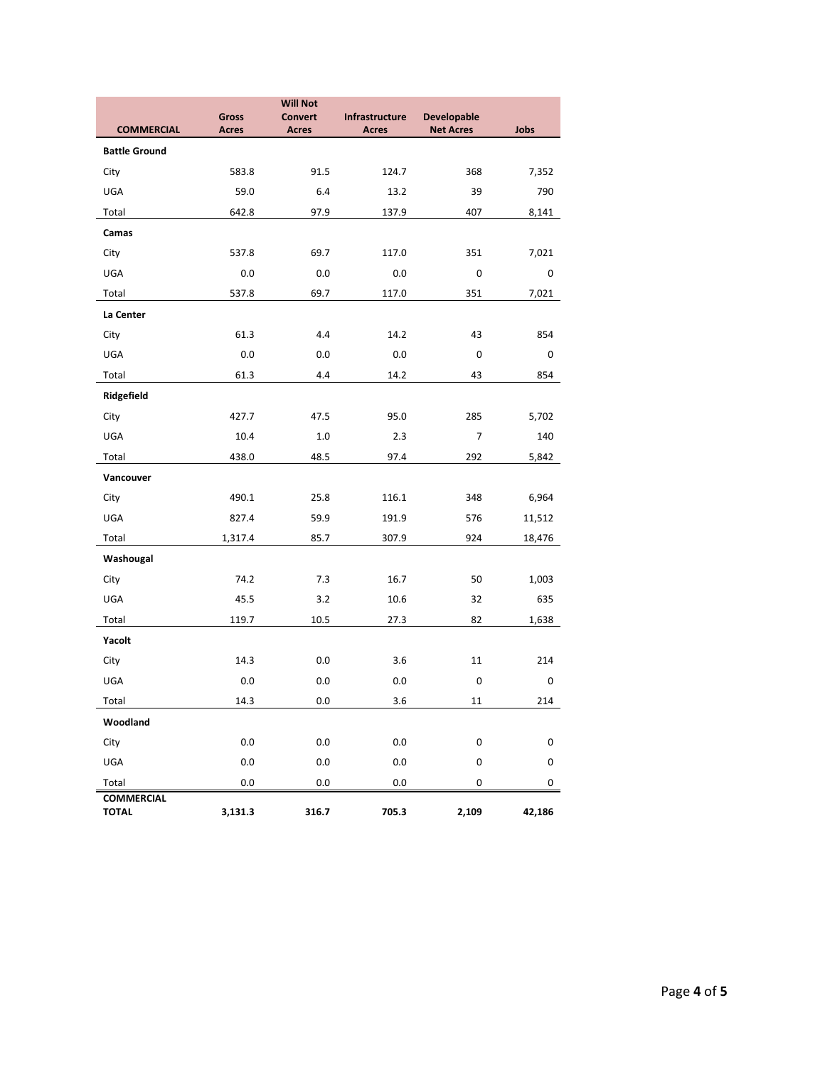| COMMERCIAL | Gross Acres | Will Not Convert Acres | Infrastructure Acres | Developable Net Acres | Jobs |
|---|---|---|---|---|---|
| **Battle Ground** | | | | | |
| City | 583.8 | 91.5 | 124.7 | 368 | 7,352 |
| UGA | 59.0 | 6.4 | 13.2 | 39 | 790 |
| Total | 642.8 | 97.9 | 137.9 | 407 | 8,141 |
| **Camas** | | | | | |
| City | 537.8 | 69.7 | 117.0 | 351 | 7,021 |
| UGA | 0.0 | 0.0 | 0.0 | 0 | 0 |
| Total | 537.8 | 69.7 | 117.0 | 351 | 7,021 |
| **La Center** | | | | | |
| City | 61.3 | 4.4 | 14.2 | 43 | 854 |
| UGA | 0.0 | 0.0 | 0.0 | 0 | 0 |
| Total | 61.3 | 4.4 | 14.2 | 43 | 854 |
| **Ridgefield** | | | | | |
| City | 427.7 | 47.5 | 95.0 | 285 | 5,702 |
| UGA | 10.4 | 1.0 | 2.3 | 7 | 140 |
| Total | 438.0 | 48.5 | 97.4 | 292 | 5,842 |
| **Vancouver** | | | | | |
| City | 490.1 | 25.8 | 116.1 | 348 | 6,964 |
| UGA | 827.4 | 59.9 | 191.9 | 576 | 11,512 |
| Total | 1,317.4 | 85.7 | 307.9 | 924 | 18,476 |
| **Washougal** | | | | | |
| City | 74.2 | 7.3 | 16.7 | 50 | 1,003 |
| UGA | 45.5 | 3.2 | 10.6 | 32 | 635 |
| Total | 119.7 | 10.5 | 27.3 | 82 | 1,638 |
| **Yacolt** | | | | | |
| City | 14.3 | 0.0 | 3.6 | 11 | 214 |
| UGA | 0.0 | 0.0 | 0.0 | 0 | 0 |
| Total | 14.3 | 0.0 | 3.6 | 11 | 214 |
| **Woodland** | | | | | |
| City | 0.0 | 0.0 | 0.0 | 0 | 0 |
| UGA | 0.0 | 0.0 | 0.0 | 0 | 0 |
| Total | 0.0 | 0.0 | 0.0 | 0 | 0 |
| **COMMERCIAL TOTAL** | **3,131.3** | **316.7** | **705.3** | **2,109** | **42,186** |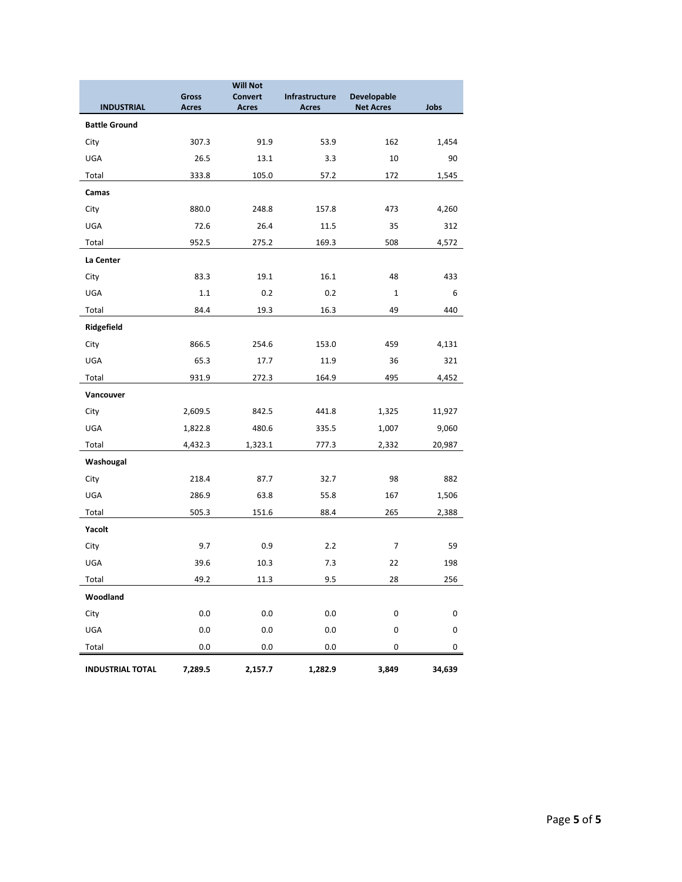| INDUSTRIAL | Gross Acres | Will Not Convert Acres | Infrastructure Acres | Developable Net Acres | Jobs |
|---|---|---|---|---|---|
| **Battle Ground** | | | | | |
| City | 307.3 | 91.9 | 53.9 | 162 | 1,454 |
| UGA | 26.5 | 13.1 | 3.3 | 10 | 90 |
| Total | 333.8 | 105.0 | 57.2 | 172 | 1,545 |
| **Camas** | | | | | |
| City | 880.0 | 248.8 | 157.8 | 473 | 4,260 |
| UGA | 72.6 | 26.4 | 11.5 | 35 | 312 |
| Total | 952.5 | 275.2 | 169.3 | 508 | 4,572 |
| **La Center** | | | | | |
| City | 83.3 | 19.1 | 16.1 | 48 | 433 |
| UGA | 1.1 | 0.2 | 0.2 | 1 | 6 |
| Total | 84.4 | 19.3 | 16.3 | 49 | 440 |
| **Ridgefield** | | | | | |
| City | 866.5 | 254.6 | 153.0 | 459 | 4,131 |
| UGA | 65.3 | 17.7 | 11.9 | 36 | 321 |
| Total | 931.9 | 272.3 | 164.9 | 495 | 4,452 |
| **Vancouver** | | | | | |
| City | 2,609.5 | 842.5 | 441.8 | 1,325 | 11,927 |
| UGA | 1,822.8 | 480.6 | 335.5 | 1,007 | 9,060 |
| Total | 4,432.3 | 1,323.1 | 777.3 | 2,332 | 20,987 |
| **Washougal** | | | | | |
| City | 218.4 | 87.7 | 32.7 | 98 | 882 |
| UGA | 286.9 | 63.8 | 55.8 | 167 | 1,506 |
| Total | 505.3 | 151.6 | 88.4 | 265 | 2,388 |
| **Yacolt** | | | | | |
| City | 9.7 | 0.9 | 2.2 | 7 | 59 |
| UGA | 39.6 | 10.3 | 7.3 | 22 | 198 |
| Total | 49.2 | 11.3 | 9.5 | 28 | 256 |
| **Woodland** | | | | | |
| City | 0.0 | 0.0 | 0.0 | 0 | 0 |
| UGA | 0.0 | 0.0 | 0.0 | 0 | 0 |
| Total | 0.0 | 0.0 | 0.0 | 0 | 0 |
| **INDUSTRIAL TOTAL** | **7,289.5** | **2,157.7** | **1,282.9** | **3,849** | **34,639** |